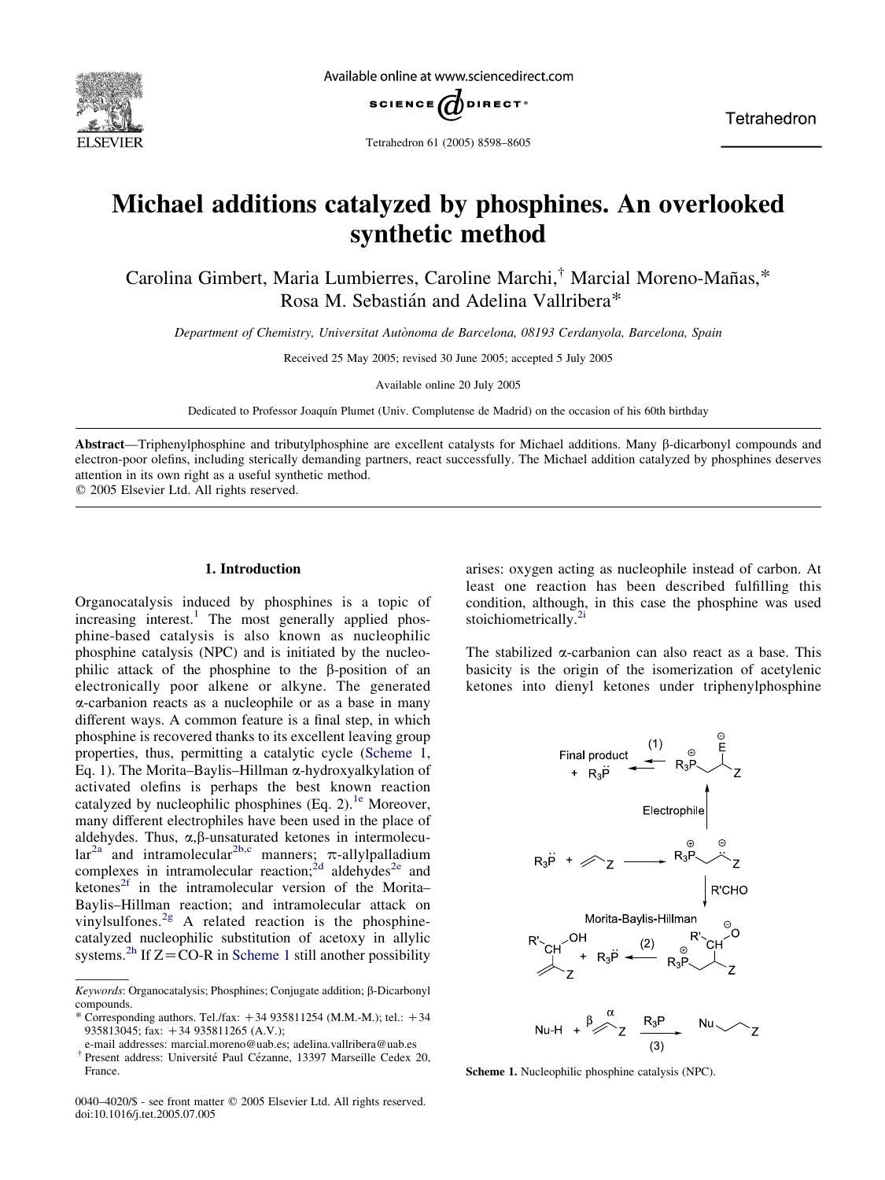# Michael additions catalyzed by phosphines. An overlooked synthetic method

Carolina Gimbert, Maria Lumbierres, Caroline Marchi,[†] Marcial Moreno-Mañas,* Rosa M. Sebastián and Adelina Vallribera*

*Department of Chemistry, Universitat Autònoma de Barcelona, 08193 Cerdanyola, Barcelona, Spain*

Received 25 May 2005; revised 30 June 2005; accepted 5 July 2005

Available online 20 July 2005

Dedicated to Professor Joaquín Plumet (Univ. Complutense de Madrid) on the occasion of his 60th birthday

**Abstract**—Triphenylphosphine and tributylphosphine are excellent catalysts for Michael additions. Many β-dicarbonyl compounds and electron-poor olefins, including sterically demanding partners, react successfully. The Michael addition catalyzed by phosphines deserves attention in its own right as a useful synthetic method.
© 2005 Elsevier Ltd. All rights reserved.

## 1. Introduction

Organocatalysis induced by phosphines is a topic of increasing interest.[1] The most generally applied phosphine-based catalysis is also known as nucleophilic phosphine catalysis (NPC) and is initiated by the nucleophilic attack of the phosphine to the β-position of an electronically poor alkene or alkyne. The generated α-carbanion reacts as a nucleophile or as a base in many different ways. A common feature is a final step, in which phosphine is recovered thanks to its excellent leaving group properties, thus, permitting a catalytic cycle (Scheme 1, Eq. 1). The Morita–Baylis–Hillman α-hydroxyalkylation of activated olefins is perhaps the best known reaction catalyzed by nucleophilic phosphines (Eq. 2).[1e] Moreover, many different electrophiles have been used in the place of aldehydes. Thus, α,β-unsaturated ketones in intermolecular[2a] and intramolecular[2b,c] manners; π-allylpalladium complexes in intramolecular reaction;[2d] aldehydes[2e] and ketones[2f] in the intramolecular version of the Morita–Baylis–Hillman reaction; and intramolecular attack on vinylsulfones.[2g] A related reaction is the phosphine-catalyzed nucleophilic substitution of acetoxy in allylic systems.[2h] If Z=CO-R in Scheme 1 still another possibility arises: oxygen acting as nucleophile instead of carbon. At least one reaction has been described fulfilling this condition, although, in this case the phosphine was used stoichiometrically.[2i]

The stabilized α-carbanion can also react as a base. This basicity is the origin of the isomerization of acetylenic ketones into dienyl ketones under triphenylphosphine

Scheme 1. Nucleophilic phosphine catalysis (NPC).

---

*Keywords*: Organocatalysis; Phosphines; Conjugate addition; β-Dicarbonyl compounds.

\* Corresponding authors. Tel./fax: +34 935811254 (M.M.-M.); tel.: +34 935813045; fax: +34 935811265 (A.V.);
e-mail addresses: marcial.moreno@uab.es; adelina.vallribera@uab.es

[†] Present address: Université Paul Cézanne, 13397 Marseille Cedex 20, France.

0040–4020/$ - see front matter © 2005 Elsevier Ltd. All rights reserved.
doi:10.1016/j.tet.2005.07.005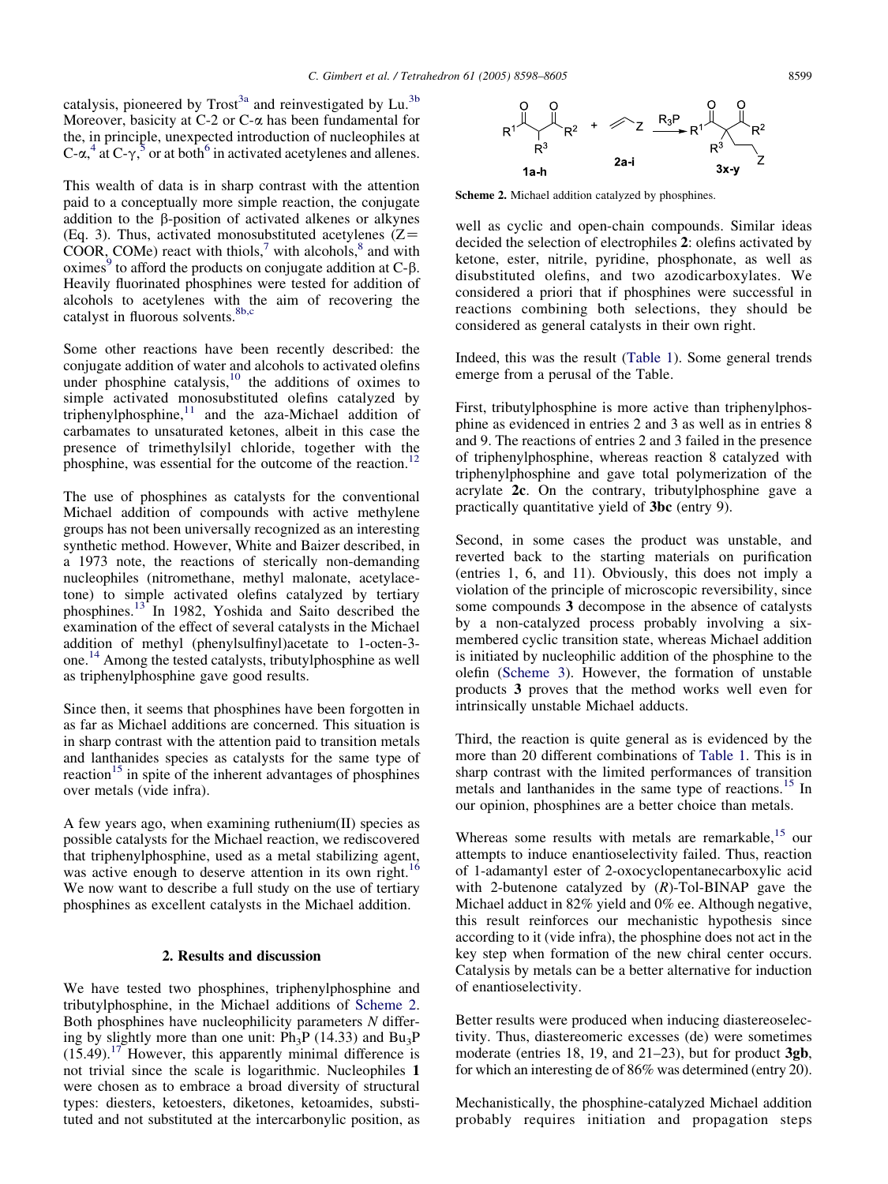catalysis, pioneered by Trost[3a] and reinvestigated by Lu.[3b] Moreover, basicity at C-2 or C-α has been fundamental for the, in principle, unexpected introduction of nucleophiles at C-α,[4] at C-γ,[5] or at both[6] in activated acetylenes and allenes.

This wealth of data is in sharp contrast with the attention paid to a conceptually more simple reaction, the conjugate addition to the β-position of activated alkenes or alkynes (Eq. 3). Thus, activated monosubstituted acetylenes (Z= COOR, COMe) react with thiols,[7] with alcohols,[8] and with oximes[9] to afford the products on conjugate addition at C-β. Heavily fluorinated phosphines were tested for addition of alcohols to acetylenes with the aim of recovering the catalyst in fluorous solvents.[8b,c]

Some other reactions have been recently described: the conjugate addition of water and alcohols to activated olefins under phosphine catalysis,[10] the additions of oximes to simple activated monosubstituted olefins catalyzed by triphenylphosphine,[11] and the aza-Michael addition of carbamates to unsaturated ketones, albeit in this case the presence of trimethylsilyl chloride, together with the phosphine, was essential for the outcome of the reaction.[12]

The use of phosphines as catalysts for the conventional Michael addition of compounds with active methylene groups has not been universally recognized as an interesting synthetic method. However, White and Baizer described, in a 1973 note, the reactions of sterically non-demanding nucleophiles (nitromethane, methyl malonate, acetylacetone) to simple activated olefins catalyzed by tertiary phosphines.[13] In 1982, Yoshida and Saito described the examination of the effect of several catalysts in the Michael addition of methyl (phenylsulfinyl)acetate to 1-octen-3-one.[14] Among the tested catalysts, tributylphosphine as well as triphenylphosphine gave good results.

Since then, it seems that phosphines have been forgotten in as far as Michael additions are concerned. This situation is in sharp contrast with the attention paid to transition metals and lanthanides species as catalysts for the same type of reaction[15] in spite of the inherent advantages of phosphines over metals (vide infra).

A few years ago, when examining ruthenium(II) species as possible catalysts for the Michael reaction, we rediscovered that triphenylphosphine, used as a metal stabilizing agent, was active enough to deserve attention in its own right.[16] We now want to describe a full study on the use of tertiary phosphines as excellent catalysts in the Michael addition.

## 2. Results and discussion

We have tested two phosphines, triphenylphosphine and tributylphosphine, in the Michael additions of Scheme 2. Both phosphines have nucleophilicity parameters *N* differing by slightly more than one unit: $Ph_3P$ (14.33) and $Bu_3P$ (15.49).[17] However, this apparently minimal difference is not trivial since the scale is logarithmic. Nucleophiles **1** were chosen as to embrace a broad diversity of structural types: diesters, ketoesters, diketones, ketoamides, substituted and not substituted at the intercarbonylic position, as well as cyclic and open-chain compounds. Similar ideas decided the selection of electrophiles **2**: olefins activated by ketone, ester, nitrile, pyridine, phosphonate, as well as disubstituted olefins, and two azodicarboxylates. We considered a priori that if phosphines were successful in reactions combining both selections, they should be considered as general catalysts in their own right.

**1a-h** + **2a-i** $\xrightarrow{R_3P}$ **3x-y**

**Scheme 2.** Michael addition catalyzed by phosphines.

Indeed, this was the result (Table 1). Some general trends emerge from a perusal of the Table.

First, tributylphosphine is more active than triphenylphosphine as evidenced in entries 2 and 3 as well as in entries 8 and 9. The reactions of entries 2 and 3 failed in the presence of triphenylphosphine, whereas reaction 8 catalyzed with triphenylphosphine and gave total polymerization of the acrylate **2c**. On the contrary, tributylphosphine gave a practically quantitative yield of **3bc** (entry 9).

Second, in some cases the product was unstable, and reverted back to the starting materials on purification (entries 1, 6, and 11). Obviously, this does not imply a violation of the principle of microscopic reversibility, since some compounds **3** decompose in the absence of catalysts by a non-catalyzed process probably involving a six-membered cyclic transition state, whereas Michael addition is initiated by nucleophilic addition of the phosphine to the olefin (Scheme 3). However, the formation of unstable products **3** proves that the method works well even for intrinsically unstable Michael adducts.

Third, the reaction is quite general as is evidenced by the more than 20 different combinations of Table 1. This is in sharp contrast with the limited performances of transition metals and lanthanides in the same type of reactions.[15] In our opinion, phosphines are a better choice than metals.

Whereas some results with metals are remarkable,[15] our attempts to induce enantioselectivity failed. Thus, reaction of 1-adamantyl ester of 2-oxocyclopentanecarboxylic acid with 2-butenone catalyzed by (*R*)-Tol-BINAP gave the Michael adduct in 82% yield and 0% ee. Although negative, this result reinforces our mechanistic hypothesis since according to it (vide infra), the phosphine does not act in the key step when formation of the new chiral center occurs. Catalysis by metals can be a better alternative for induction of enantioselectivity.

Better results were produced when inducing diastereoselectivity. Thus, diastereomeric excesses (de) were sometimes moderate (entries 18, 19, and 21–23), but for product **3gb**, for which an interesting de of 86% was determined (entry 20).

Mechanistically, the phosphine-catalyzed Michael addition probably requires initiation and propagation steps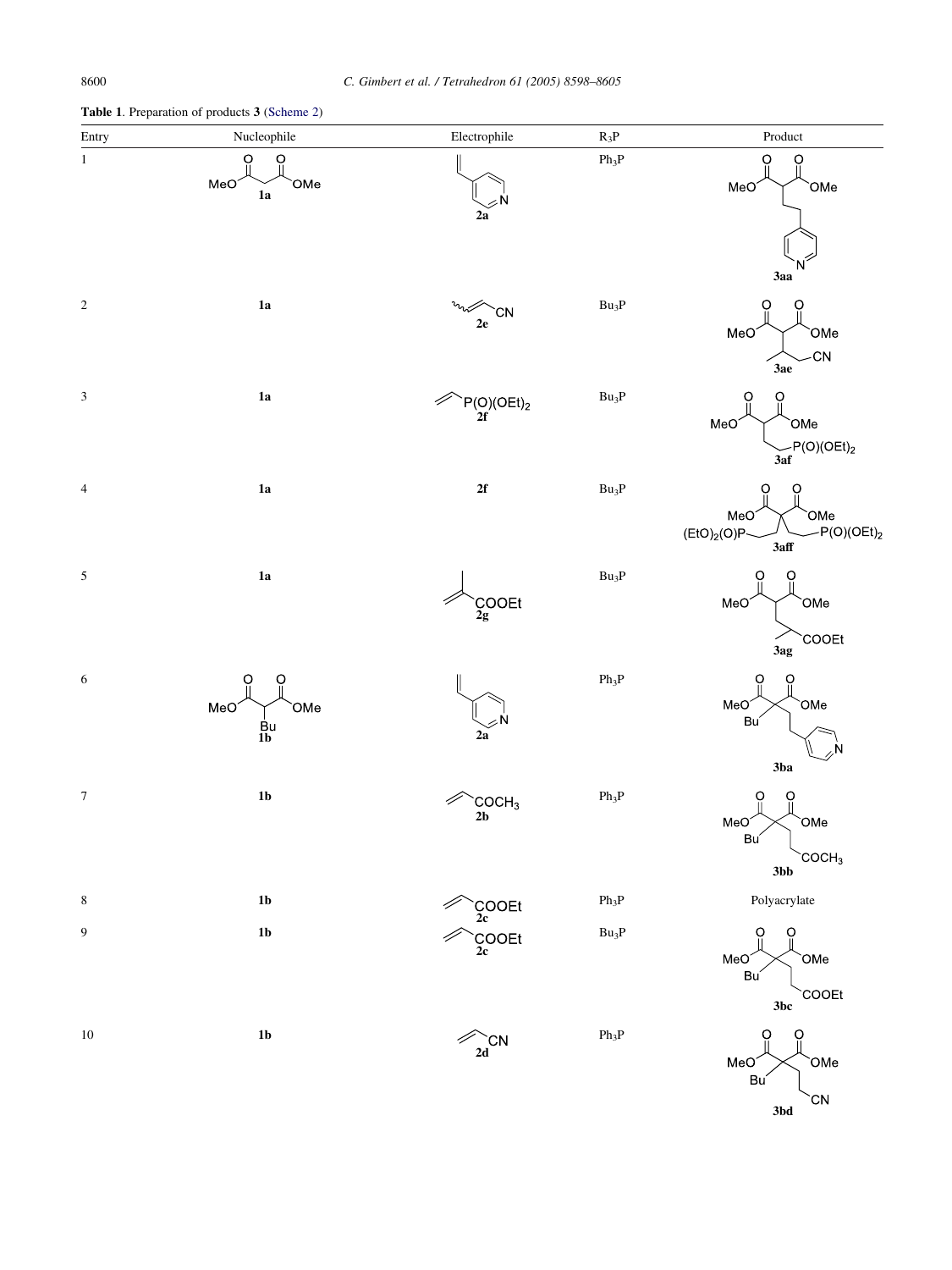**Table 1**. Preparation of products **3** (Scheme 2)

| Entry | Nucleophile | Electrophile | $R_3P$ | Product |
|---|---|---|---|---|
| 1 | **1a** | **2a** | $Ph_3P$ | **3aa** |
| 2 | **1a** | **2e** | $Bu_3P$ | **3ae** |
| 3 | **1a** | **2f** | $Bu_3P$ | **3af** |
| 4 | **1a** | **2f** | $Bu_3P$ | **3aff** |
| 5 | **1a** | **2g** | $Bu_3P$ | **3ag** |
| 6 | **1b** | **2a** | $Ph_3P$ | **3ba** |
| 7 | **1b** | **2b** | $Ph_3P$ | **3bb** |
| 8 | **1b** | **2c** | $Ph_3P$ | Polyacrylate |
| 9 | **1b** | **2c** | $Bu_3P$ | **3bc** |
| 10 | **1b** | **2d** | $Ph_3P$ | **3bd** |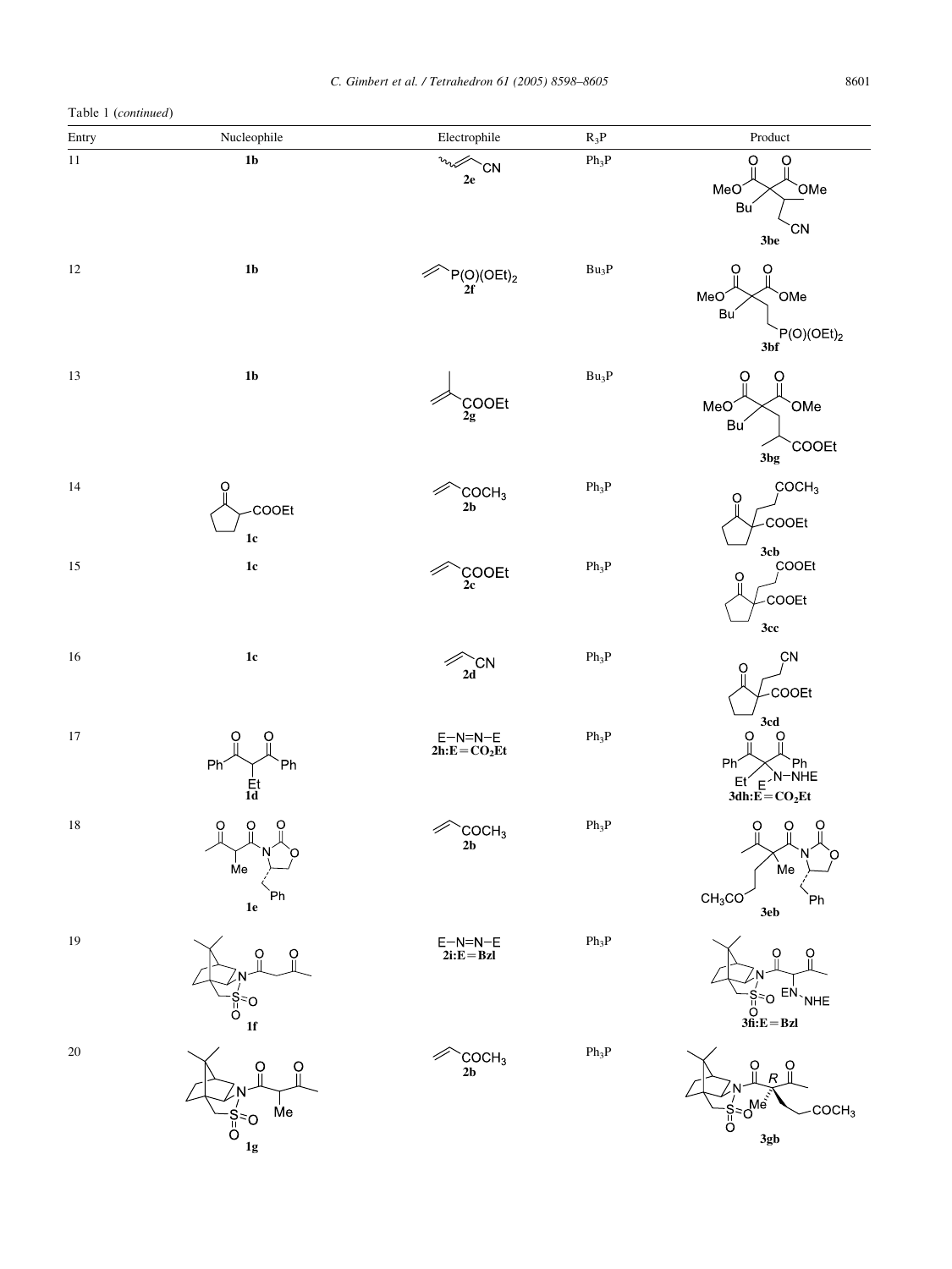Table 1 (*continued*)

| Entry | Nucleophile | Electrophile | $R_3P$ | Product |
| --- | --- | --- | --- | --- |
| 11 | **1b** | **2e** | $Ph_3P$ | **3be** |
| 12 | **1b** | **2f** | $Bu_3P$ | **3bf** |
| 13 | **1b** | **2g** | $Bu_3P$ | **3bg** |
| 14 | **1c** | **2b** | $Ph_3P$ | **3cb** |
| 15 | **1c** | **2c** | $Ph_3P$ | **3cc** |
| 16 | **1c** | **2d** | $Ph_3P$ | **3cd** |
| 17 | **1d** | E–N=N–E **2h:E = $CO_2Et$** | $Ph_3P$ | **3dh:E = $CO_2Et$** |
| 18 | **1e** | **2b** | $Ph_3P$ | **3eb** |
| 19 | **1f** | E–N=N–E **2i:E = Bzl** | $Ph_3P$ | **3fi:E = Bzl** |
| 20 | **1g** | **2b** | $Ph_3P$ | **3gb** |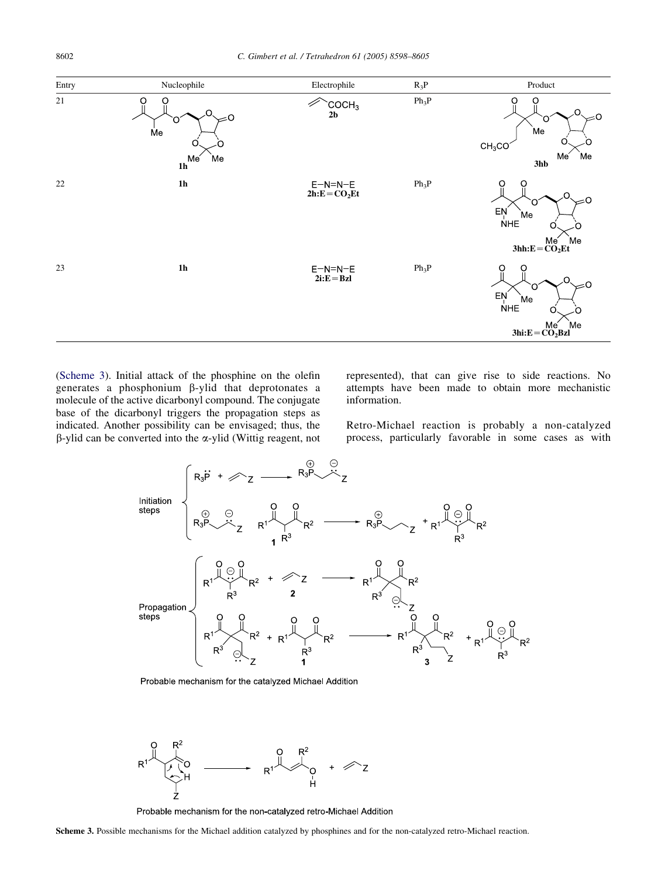| Entry | Nucleophile | Electrophile | $R_3P$ | Product |
|---|---|---|---|---|
| 21 | **1h** | $COCH_3$ **2b** | $Ph_3P$ | **3hb** |
| 22 | **1h** | E–N=N–E **2h:E = $CO_2Et$** | $Ph_3P$ | **3hh:E = $CO_2Et$** |
| 23 | **1h** | E–N=N–E **2i:E = Bzl** | $Ph_3P$ | **3hi:E = $CO_2Bzl$** |

(Scheme 3). Initial attack of the phosphine on the olefin generates a phosphonium β-ylid that deprotonates a molecule of the active dicarbonyl compound. The conjugate base of the dicarbonyl triggers the propagation steps as indicated. Another possibility can be envisaged; thus, the β-ylid can be converted into the α-ylid (Wittig reagent, not represented), that can give rise to side reactions. No attempts have been made to obtain more mechanistic information.

Retro-Michael reaction is probably a non-catalyzed process, particularly favorable in some cases as with

Initiation steps

Propagation steps

Probable mechanism for the catalyzed Michael Addition

Probable mechanism for the non-catalyzed retro-Michael Addition

**Scheme 3.** Possible mechanisms for the Michael addition catalyzed by phosphines and for the non-catalyzed retro-Michael reaction.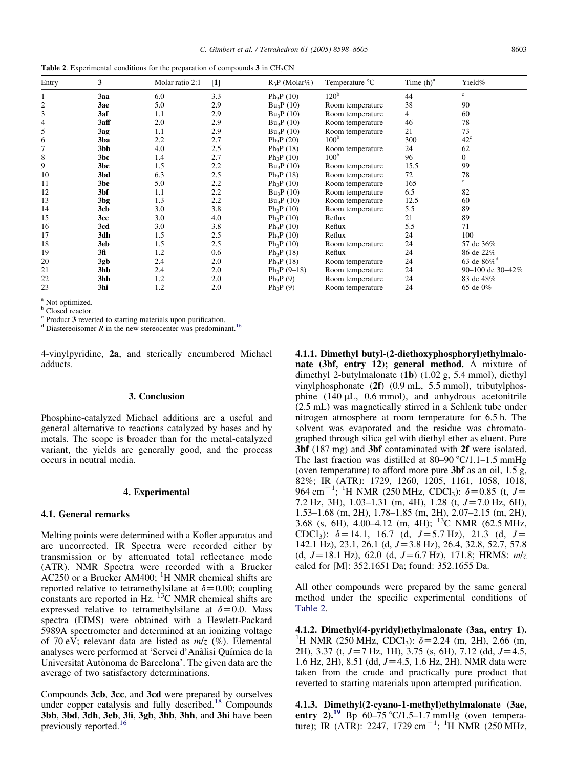**Table 2**. Experimental conditions for the preparation of compounds **3** in $CH_3CN$

| Entry | 3 | Molar ratio 2:1 | [1] | $R_3P$ (Molar%) | Temperature °C | Time (h)[a] | Yield% |
|---|---|---|---|---|---|---|---|
| 1 | **3aa** | 6.0 | 3.3 | $Ph_3P$ (10) | 120[b] | 44 | [c] |
| 2 | **3ae** | 5.0 | 2.9 | $Bu_3P$ (10) | Room temperature | 38 | 90 |
| 3 | **3af** | 1.1 | 2.9 | $Bu_3P$ (10) | Room temperature | 4 | 60 |
| 4 | **3aff** | 2.0 | 2.9 | $Bu_3P$ (10) | Room temperature | 46 | 78 |
| 5 | **3ag** | 1.1 | 2.9 | $Bu_3P$ (10) | Room temperature | 21 | 73 |
| 6 | **3ba** | 2.2 | 2.7 | $Ph_3P$ (20) | 100[b] | 300 | 42[c] |
| 7 | **3bb** | 4.0 | 2.5 | $Ph_3P$ (18) | Room temperature | 24 | 62 |
| 8 | **3bc** | 1.4 | 2.7 | $Ph_3P$ (10) | 100[b] | 96 | 0 |
| 9 | **3bc** | 1.5 | 2.2 | $Bu_3P$ (10) | Room temperature | 15.5 | 99 |
| 10 | **3bd** | 6.3 | 2.5 | $Ph_3P$ (18) | Room temperature | 72 | 78 |
| 11 | **3be** | 5.0 | 2.2 | $Ph_3P$ (10) | Room temperature | 165 | [c] |
| 12 | **3bf** | 1.1 | 2.2 | $Bu_3P$ (10) | Room temperature | 6.5 | 82 |
| 13 | **3bg** | 1.3 | 2.2 | $Bu_3P$ (10) | Room temperature | 12.5 | 60 |
| 14 | **3cb** | 3.0 | 3.8 | $Ph_3P$ (10) | Room temperature | 5.5 | 89 |
| 15 | **3cc** | 3.0 | 4.0 | $Ph_3P$ (10) | Reflux | 21 | 89 |
| 16 | **3cd** | 3.0 | 3.8 | $Ph_3P$ (10) | Reflux | 5.5 | 71 |
| 17 | **3dh** | 1.5 | 2.5 | $Ph_3P$ (10) | Reflux | 24 | 100 |
| 18 | **3eb** | 1.5 | 2.5 | $Ph_3P$ (10) | Room temperature | 24 | 57 de 36% |
| 19 | **3fi** | 1.2 | 0.6 | $Ph_3P$ (18) | Reflux | 24 | 86 de 22% |
| 20 | **3gb** | 2.4 | 2.0 | $Ph_3P$ (18) | Room temperature | 24 | 63 de 86%[d] |
| 21 | **3hb** | 2.4 | 2.0 | $Ph_3P$ (9–18) | Room temperature | 24 | 90–100 de 30–42% |
| 22 | **3hh** | 1.2 | 2.0 | $Ph_3P$ (9) | Room temperature | 24 | 83 de 48% |
| 23 | **3hi** | 1.2 | 2.0 | $Ph_3P$ (9) | Room temperature | 24 | 65 de 0% |

[a] Not optimized.
[b] Closed reactor.
[c] Product **3** reverted to starting materials upon purification.
[d] Diastereoisomer *R* in the new stereocenter was predominant.[16]

4-vinylpyridine, **2a**, and sterically encumbered Michael adducts.

## 3. Conclusion

Phosphine-catalyzed Michael additions are a useful and general alternative to reactions catalyzed by bases and by metals. The scope is broader than for the metal-catalyzed variant, the yields are generally good, and the process occurs in neutral media.

## 4. Experimental

### 4.1. General remarks

Melting points were determined with a Kofler apparatus and are uncorrected. IR Spectra were recorded either by transmission or by attenuated total reflectance mode (ATR). NMR Spectra were recorded with a Brucker AC250 or a Brucker AM400; $^1H$ NMR chemical shifts are reported relative to tetramethylsilane at $\delta=0.00$; coupling constants are reported in Hz. $^{13}C$ NMR chemical shifts are expressed relative to tetramethylsilane at $\delta=0.0$. Mass spectra (EIMS) were obtained with a Hewlett-Packard 5989A spectrometer and determined at an ionizing voltage of 70 eV; relevant data are listed as *m*/*z* (%). Elemental analyses were performed at 'Servei d'Anàlisi Química de la Universitat Autònoma de Barcelona'. The given data are the average of two satisfactory determinations.

Compounds **3cb**, **3cc**, and **3cd** were prepared by ourselves under copper catalysis and fully described.[18] Compounds **3bb**, **3bd**, **3dh**, **3eb**, **3fi**, **3gb**, **3hb**, **3hh**, and **3hi** have been previously reported.[16]

**4.1.1. Dimethyl butyl-(2-diethoxyphosphoryl)ethylmalonate (3bf, entry 12); general method.** A mixture of dimethyl 2-butylmalonate (**1b**) (1.02 g, 5.4 mmol), diethyl vinylphosphonate (**2f**) (0.9 mL, 5.5 mmol), tributylphosphine (140 μL, 0.6 mmol), and anhydrous acetonitrile (2.5 mL) was magnetically stirred in a Schlenk tube under nitrogen atmosphere at room temperature for 6.5 h. The solvent was evaporated and the residue was chromatographed through silica gel with diethyl ether as eluent. Pure **3bf** (187 mg) and **3bf** contaminated with **2f** were isolated. The last fraction was distilled at 80–90 °C/1.1–1.5 mmHg (oven temperature) to afford more pure **3bf** as an oil, 1.5 g, 82%; IR (ATR): 1729, 1260, 1205, 1161, 1058, 1018, 964 $cm^{-1}$; $^1H$ NMR (250 MHz, $CDCl_3$): $\delta=0.85$ (t, $J=7.2$ Hz, 3H), 1.03–1.31 (m, 4H), 1.28 (t, $J=7.0$ Hz, 6H), 1.53–1.68 (m, 2H), 1.78–1.85 (m, 2H), 2.07–2.15 (m, 2H), 3.68 (s, 6H), 4.00–4.12 (m, 4H); $^{13}C$ NMR (62.5 MHz, $CDCl_3$): $\delta=14.1$, 16.7 (d, $J=5.7$ Hz), 21.3 (d, $J=142.1$ Hz), 23.1, 26.1 (d, $J=3.8$ Hz), 26.4, 32.8, 52.7, 57.8 (d, $J=18.1$ Hz), 62.0 (d, $J=6.7$ Hz), 171.8; HRMS: *m*/*z* calcd for [M]: 352.1651 Da; found: 352.1655 Da.

All other compounds were prepared by the same general method under the specific experimental conditions of Table 2.

**4.1.2. Dimethyl(4-pyridyl)ethylmalonate (3aa, entry 1).** $^1H$ NMR (250 MHz, $CDCl_3$): $\delta=2.24$ (m, 2H), 2.66 (m, 2H), 3.37 (t, $J=7$ Hz, 1H), 3.75 (s, 6H), 7.12 (dd, $J=4.5$, 1.6 Hz, 2H), 8.51 (dd, $J=4.5$, 1.6 Hz, 2H). NMR data were taken from the crude and practically pure product that reverted to starting materials upon attempted purification.

**4.1.3. Dimethyl(2-cyano-1-methyl)ethylmalonate (3ae, entry 2).**[19] Bp 60–75 °C/1.5–1.7 mmHg (oven temperature); IR (ATR): 2247, 1729 $cm^{-1}$; $^1H$ NMR (250 MHz,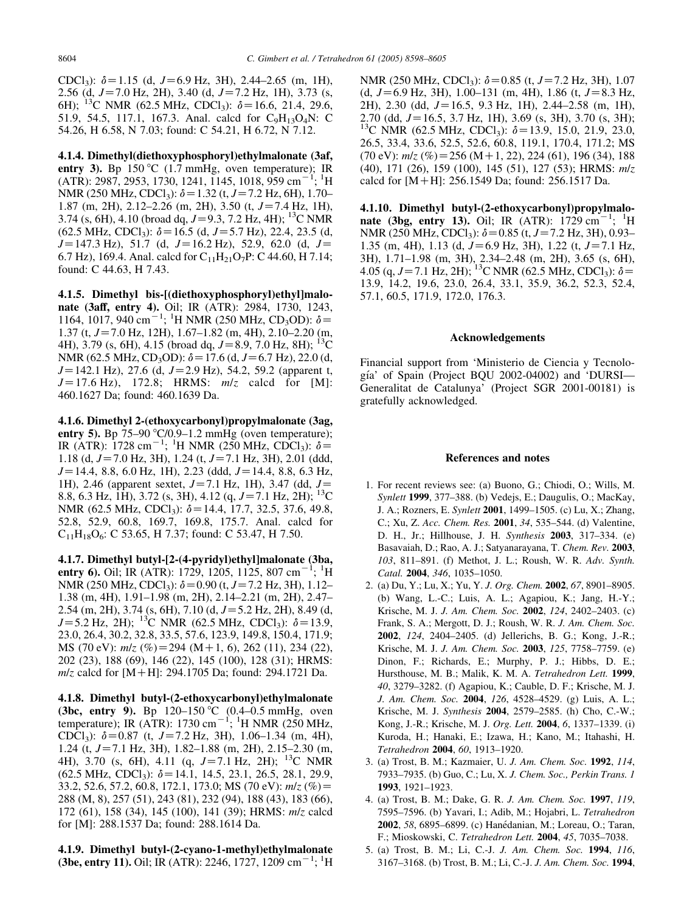$CDCl_3$): δ = 1.15 (d, J = 6.9 Hz, 3H), 2.44–2.65 (m, 1H), 2.56 (d, J = 7.0 Hz, 2H), 3.40 (d, J = 7.2 Hz, 1H), 3.73 (s, 6H); $^{13}C$ NMR (62.5 MHz, $CDCl_3$): δ = 16.6, 21.4, 29.6, 51.9, 54.5, 117.1, 167.3. Anal. calcd for $C_9H_{13}O_4N$: C 54.26, H 6.58, N 7.03; found: C 54.21, H 6.72, N 7.12.

**4.1.4. Dimethyl(diethoxyphosphoryl)ethylmalonate (3af, entry 3).** Bp 150 °C (1.7 mmHg, oven temperature); IR (ATR): 2987, 2953, 1730, 1241, 1145, 1018, 959 $cm^{-1}$; $^1H$ NMR (250 MHz, $CDCl_3$): δ = 1.32 (t, J = 7.2 Hz, 6H), 1.70–1.87 (m, 2H), 2.12–2.26 (m, 2H), 3.50 (t, J = 7.4 Hz, 1H), 3.74 (s, 6H), 4.10 (broad dq, J = 9.3, 7.2 Hz, 4H); $^{13}C$ NMR (62.5 MHz, $CDCl_3$): δ = 16.5 (d, J = 5.7 Hz), 22.4, 23.5 (d, J = 147.3 Hz), 51.7 (d, J = 16.2 Hz), 52.9, 62.0 (d, J = 6.7 Hz), 169.4. Anal. calcd for $C_{11}H_{21}O_7P$: C 44.60, H 7.14; found: C 44.63, H 7.43.

**4.1.5. Dimethyl bis-[(diethoxyphosphoryl)ethyl]malonate (3aff, entry 4).** Oil; IR (ATR): 2984, 1730, 1243, 1164, 1017, 940 $cm^{-1}$; $^1H$ NMR (250 MHz, $CD_3OD$): δ = 1.37 (t, J = 7.0 Hz, 12H), 1.67–1.82 (m, 4H), 2.10–2.20 (m, 4H), 3.79 (s, 6H), 4.15 (broad dq, J = 8.9, 7.0 Hz, 8H); $^{13}C$ NMR (62.5 MHz, $CD_3OD$): δ = 17.6 (d, J = 6.7 Hz), 22.0 (d, J = 142.1 Hz), 27.6 (d, J = 2.9 Hz), 54.2, 59.2 (apparent t, J = 17.6 Hz), 172.8; HRMS: m/z calcd for [M]: 460.1627 Da; found: 460.1639 Da.

**4.1.6. Dimethyl 2-(ethoxycarbonyl)propylmalonate (3ag, entry 5).** Bp 75–90 °C/0.9–1.2 mmHg (oven temperature); IR (ATR): 1728 $cm^{-1}$; $^1H$ NMR (250 MHz, $CDCl_3$): δ = 1.18 (d, J = 7.0 Hz, 3H), 1.24 (t, J = 7.1 Hz, 3H), 2.01 (ddd, J = 14.4, 8.8, 6.0 Hz, 1H), 2.23 (ddd, J = 14.4, 8.8, 6.3 Hz, 1H), 2.46 (apparent sextet, J = 7.1 Hz, 1H), 3.47 (dd, J = 8.8, 6.3 Hz, 1H), 3.72 (s, 3H), 4.12 (q, J = 7.1 Hz, 2H); $^{13}C$ NMR (62.5 MHz, $CDCl_3$): δ = 14.4, 17.7, 32.5, 37.6, 49.8, 52.8, 52.9, 60.8, 169.7, 169.8, 175.7. Anal. calcd for $C_{11}H_{18}O_6$: C 53.65, H 7.37; found: C 53.47, H 7.50.

**4.1.7. Dimethyl butyl-[2-(4-pyridyl)ethyl]malonate (3ba, entry 6).** Oil; IR (ATR): 1729, 1205, 1125, 807 $cm^{-1}$; $^1H$ NMR (250 MHz, $CDCl_3$): δ = 0.90 (t, J = 7.2 Hz, 3H), 1.12–1.38 (m, 4H), 1.91–1.98 (m, 2H), 2.14–2.21 (m, 2H), 2.47–2.54 (m, 2H), 3.74 (s, 6H), 7.10 (d, J = 5.2 Hz, 2H), 8.49 (d, J = 5.2 Hz, 2H); $^{13}C$ NMR (62.5 MHz, $CDCl_3$): δ = 13.9, 23.0, 26.4, 30.2, 32.8, 33.5, 57.6, 123.9, 149.8, 150.4, 171.9; MS (70 eV): m/z (%) = 294 (M + 1, 6), 262 (11), 234 (22), 202 (23), 188 (69), 146 (22), 145 (100), 128 (31); HRMS: m/z calcd for [M + H]: 294.1705 Da; found: 294.1721 Da.

**4.1.8. Dimethyl butyl-(2-ethoxycarbonyl)ethylmalonate (3bc, entry 9).** Bp 120–150 °C (0.4–0.5 mmHg, oven temperature); IR (ATR): 1730 $cm^{-1}$; $^1H$ NMR (250 MHz, $CDCl_3$): δ = 0.87 (t, J = 7.2 Hz, 3H), 1.06–1.34 (m, 4H), 1.24 (t, J = 7.1 Hz, 3H), 1.82–1.88 (m, 2H), 2.15–2.30 (m, 4H), 3.70 (s, 6H), 4.11 (q, J = 7.1 Hz, 2H); $^{13}C$ NMR (62.5 MHz, $CDCl_3$): δ = 14.1, 14.5, 23.1, 26.5, 28.1, 29.9, 33.2, 52.6, 57.2, 60.8, 172.1, 173.0; MS (70 eV): m/z (%) = 288 (M, 8), 257 (51), 243 (81), 232 (94), 188 (43), 183 (66), 172 (61), 158 (34), 145 (100), 141 (39); HRMS: m/z calcd for [M]: 288.1537 Da; found: 288.1614 Da.

**4.1.9. Dimethyl butyl-(2-cyano-1-methyl)ethylmalonate (3be, entry 11).** Oil; IR (ATR): 2246, 1727, 1209 $cm^{-1}$; $^1H$ NMR (250 MHz, $CDCl_3$): δ = 0.85 (t, J = 7.2 Hz, 3H), 1.07 (d, J = 6.9 Hz, 3H), 1.00–131 (m, 4H), 1.86 (t, J = 8.3 Hz, 2H), 2.30 (dd, J = 16.5, 9.3 Hz, 1H), 2.44–2.58 (m, 1H), 2.70 (dd, J = 16.5, 3.7 Hz, 1H), 3.69 (s, 3H), 3.70 (s, 3H); $^{13}C$ NMR (62.5 MHz, $CDCl_3$): δ = 13.9, 15.0, 21.9, 23.0, 26.5, 33.4, 33.6, 52.5, 52.6, 60.8, 119.1, 170.4, 171.2; MS (70 eV): m/z (%) = 256 (M + 1, 22), 224 (61), 196 (34), 188 (40), 171 (26), 159 (100), 145 (51), 127 (53); HRMS: m/z calcd for [M + H]: 256.1549 Da; found: 256.1517 Da.

**4.1.10. Dimethyl butyl-(2-ethoxycarbonyl)propylmalonate (3bg, entry 13).** Oil; IR (ATR): 1729 $cm^{-1}$; $^1H$ NMR (250 MHz, $CDCl_3$): δ = 0.85 (t, J = 7.2 Hz, 3H), 0.93–1.35 (m, 4H), 1.13 (d, J = 6.9 Hz, 3H), 1.22 (t, J = 7.1 Hz, 3H), 1.71–1.98 (m, 3H), 2.34–2.48 (m, 2H), 3.65 (s, 6H), 4.05 (q, J = 7.1 Hz, 2H); $^{13}C$ NMR (62.5 MHz, $CDCl_3$): δ = 13.9, 14.2, 19.6, 23.0, 26.4, 33.1, 35.9, 36.2, 52.3, 52.4, 57.1, 60.5, 171.9, 172.0, 176.3.

## Acknowledgements

Financial support from 'Ministerio de Ciencia y Tecnología' of Spain (Project BQU 2002-04002) and 'DURSI—Generalitat de Catalunya' (Project SGR 2001-00181) is gratefully acknowledged.

## References and notes

1. For recent reviews see: (a) Buono, G.; Chiodi, O.; Wills, M. *Synlett* **1999**, 377–388. (b) Vedejs, E.; Daugulis, O.; MacKay, J. A.; Rozners, E. *Synlett* **2001**, 1499–1505. (c) Lu, X.; Zhang, C.; Xu, Z. *Acc. Chem. Res.* **2001**, *34*, 535–544. (d) Valentine, D. H., Jr.; Hillhouse, J. H. *Synthesis* **2003**, 317–334. (e) Basavaiah, D.; Rao, A. J.; Satyanarayana, T. *Chem. Rev.* **2003**, *103*, 811–891. (f) Methot, J. L.; Roush, W. R. *Adv. Synth. Catal.* **2004**, *346*, 1035–1050.
2. (a) Du, Y.; Lu, X.; Yu, Y. *J. Org. Chem.* **2002**, *67*, 8901–8905. (b) Wang, L.-C.; Luis, A. L.; Agapiou, K.; Jang, H.-Y.; Krische, M. J. *J. Am. Chem. Soc.* **2002**, *124*, 2402–2403. (c) Frank, S. A.; Mergott, D. J.; Roush, W. R. *J. Am. Chem. Soc.* **2002**, *124*, 2404–2405. (d) Jellerichs, B. G.; Kong, J.-R.; Krische, M. J. *J. Am. Chem. Soc.* **2003**, *125*, 7758–7759. (e) Dinon, F.; Richards, E.; Murphy, P. J.; Hibbs, D. E.; Hursthouse, M. B.; Malik, K. M. A. *Tetrahedron Lett.* **1999**, *40*, 3279–3282. (f) Agapiou, K.; Cauble, D. F.; Krische, M. J. *J. Am. Chem. Soc.* **2004**, *126*, 4528–4529. (g) Luis, A. L.; Krische, M. J. *Synthesis* **2004**, 2579–2585. (h) Cho, C.-W.; Kong, J.-R.; Krische, M. J. *Org. Lett.* **2004**, *6*, 1337–1339. (i) Kuroda, H.; Hanaki, E.; Izawa, H.; Kano, M.; Itahashi, H. *Tetrahedron* **2004**, *60*, 1913–1920.
3. (a) Trost, B. M.; Kazmaier, U. *J. Am. Chem. Soc.* **1992**, *114*, 7933–7935. (b) Guo, C.; Lu, X. *J. Chem. Soc., Perkin Trans. 1* **1993**, 1921–1923.
4. (a) Trost, B. M.; Dake, G. R. *J. Am. Chem. Soc.* **1997**, *119*, 7595–7596. (b) Yavari, I.; Adib, M.; Hojabri, L. *Tetrahedron* **2002**, *58*, 6895–6899. (c) Hanédanian, M.; Loreau, O.; Taran, F.; Mioskowski, C. *Tetrahedron Lett.* **2004**, *45*, 7035–7038.
5. (a) Trost, B. M.; Li, C.-J. *J. Am. Chem. Soc.* **1994**, *116*, 3167–3168. (b) Trost, B. M.; Li, C.-J. *J. Am. Chem. Soc.* **1994**,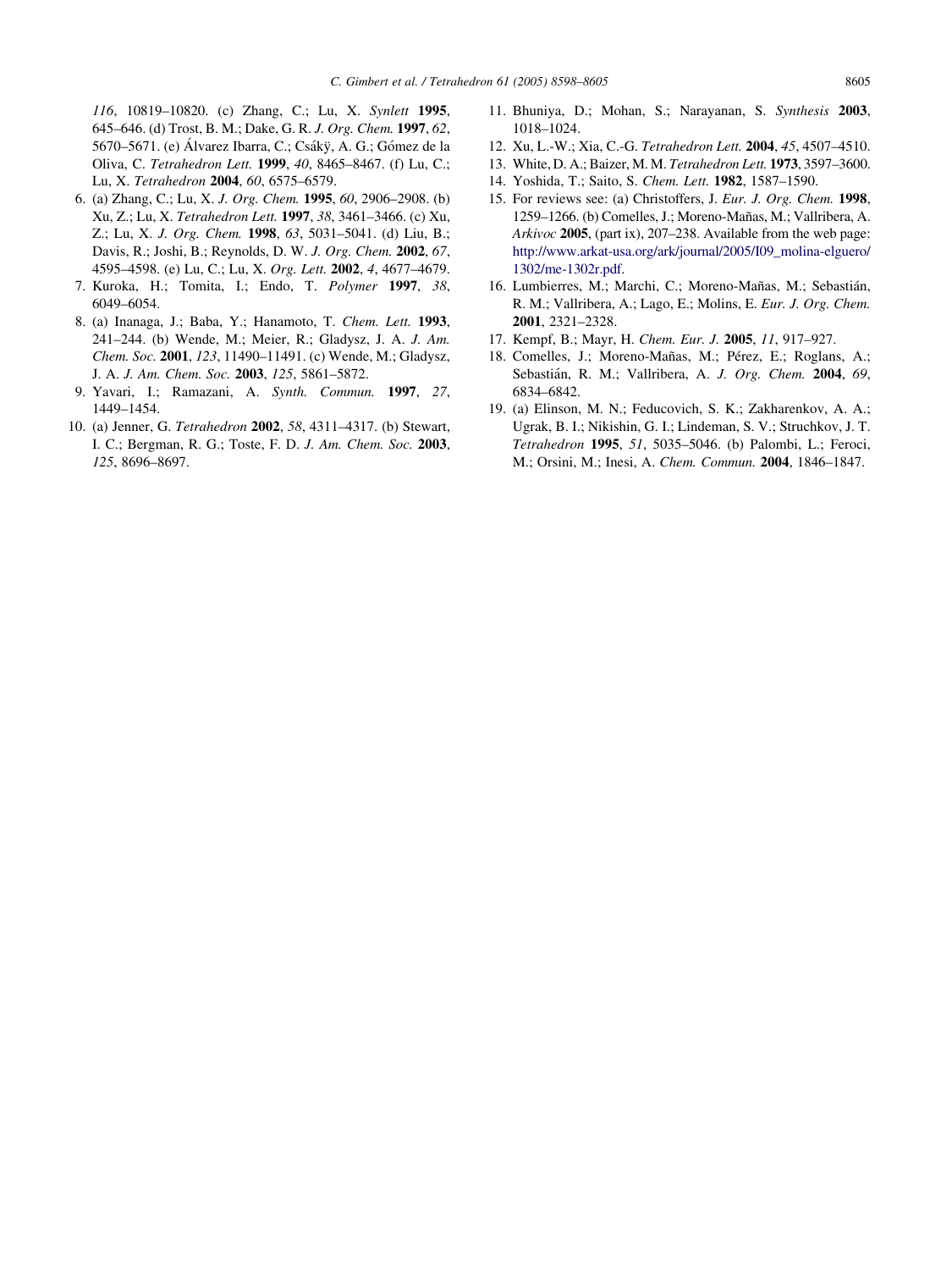*116*, 10819–10820. (c) Zhang, C.; Lu, X. *Synlett* **1995**, 645–646. (d) Trost, B. M.; Dake, G. R. *J. Org. Chem.* **1997**, *62*, 5670–5671. (e) Álvarez Ibarra, C.; Csákÿ, A. G.; Gómez de la Oliva, C. *Tetrahedron Lett.* **1999**, *40*, 8465–8467. (f) Lu, C.; Lu, X. *Tetrahedron* **2004**, *60*, 6575–6579.

6. (a) Zhang, C.; Lu, X. *J. Org. Chem.* **1995**, *60*, 2906–2908. (b) Xu, Z.; Lu, X. *Tetrahedron Lett.* **1997**, *38*, 3461–3466. (c) Xu, Z.; Lu, X. *J. Org. Chem.* **1998**, *63*, 5031–5041. (d) Liu, B.; Davis, R.; Joshi, B.; Reynolds, D. W. *J. Org. Chem.* **2002**, *67*, 4595–4598. (e) Lu, C.; Lu, X. *Org. Lett.* **2002**, *4*, 4677–4679.
7. Kuroka, H.; Tomita, I.; Endo, T. *Polymer* **1997**, *38*, 6049–6054.
8. (a) Inanaga, J.; Baba, Y.; Hanamoto, T. *Chem. Lett.* **1993**, 241–244. (b) Wende, M.; Meier, R.; Gladysz, J. A. *J. Am. Chem. Soc.* **2001**, *123*, 11490–11491. (c) Wende, M.; Gladysz, J. A. *J. Am. Chem. Soc.* **2003**, *125*, 5861–5872.
9. Yavari, I.; Ramazani, A. *Synth. Commun.* **1997**, *27*, 1449–1454.
10. (a) Jenner, G. *Tetrahedron* **2002**, *58*, 4311–4317. (b) Stewart, I. C.; Bergman, R. G.; Toste, F. D. *J. Am. Chem. Soc.* **2003**, *125*, 8696–8697.
11. Bhuniya, D.; Mohan, S.; Narayanan, S. *Synthesis* **2003**, 1018–1024.
12. Xu, L.-W.; Xia, C.-G. *Tetrahedron Lett.* **2004**, *45*, 4507–4510.
13. White, D. A.; Baizer, M. M. *Tetrahedron Lett.* **1973**, 3597–3600.
14. Yoshida, T.; Saito, S. *Chem. Lett.* **1982**, 1587–1590.
15. For reviews see: (a) Christoffers, J. *Eur. J. Org. Chem.* **1998**, 1259–1266. (b) Comelles, J.; Moreno-Mañas, M.; Vallribera, A. *Arkivoc* **2005**, (part ix), 207–238. Available from the web page: http://www.arkat-usa.org/ark/journal/2005/I09_molina-elguero/1302/me-1302r.pdf.
16. Lumbierres, M.; Marchi, C.; Moreno-Mañas, M.; Sebastián, R. M.; Vallribera, A.; Lago, E.; Molins, E. *Eur. J. Org. Chem.* **2001**, 2321–2328.
17. Kempf, B.; Mayr, H. *Chem. Eur. J.* **2005**, *11*, 917–927.
18. Comelles, J.; Moreno-Mañas, M.; Pérez, E.; Roglans, A.; Sebastián, R. M.; Vallribera, A. *J. Org. Chem.* **2004**, *69*, 6834–6842.
19. (a) Elinson, M. N.; Feducovich, S. K.; Zakharenkov, A. A.; Ugrak, B. I.; Nikishin, G. I.; Lindeman, S. V.; Struchkov, J. T. *Tetrahedron* **1995**, *51*, 5035–5046. (b) Palombi, L.; Feroci, M.; Orsini, M.; Inesi, A. *Chem. Commun.* **2004**, 1846–1847.